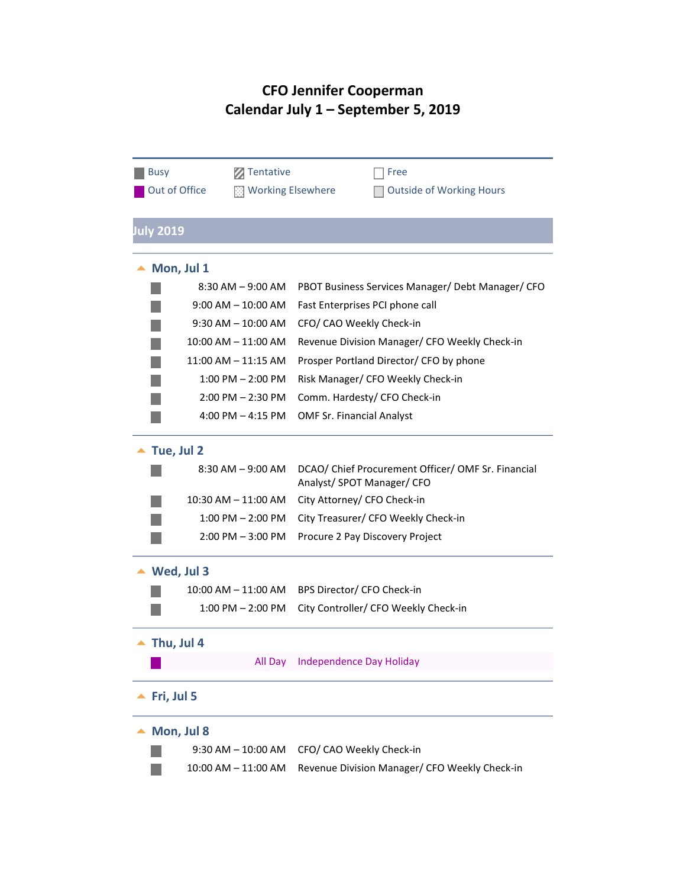# CFO Jennifer Cooperman
# Calendar July 1 – September 5, 2019

Busy | Tentative | Free
Out of Office | Working Elsewhere | Outside of Working Hours

## July 2019

### Mon, Jul 1

| | |
|---|---|
| 8:30 AM – 9:00 AM | PBOT Business Services Manager/ Debt Manager/ CFO |
| 9:00 AM – 10:00 AM | Fast Enterprises PCI phone call |
| 9:30 AM – 10:00 AM | CFO/ CAO Weekly Check-in |
| 10:00 AM – 11:00 AM | Revenue Division Manager/ CFO Weekly Check-in |
| 11:00 AM – 11:15 AM | Prosper Portland Director/ CFO by phone |
| 1:00 PM – 2:00 PM | Risk Manager/ CFO Weekly Check-in |
| 2:00 PM – 2:30 PM | Comm. Hardesty/ CFO Check-in |
| 4:00 PM – 4:15 PM | OMF Sr. Financial Analyst |

### Tue, Jul 2

| | |
|---|---|
| 8:30 AM – 9:00 AM | DCAO/ Chief Procurement Officer/ OMF Sr. Financial Analyst/ SPOT Manager/ CFO |
| 10:30 AM – 11:00 AM | City Attorney/ CFO Check-in |
| 1:00 PM – 2:00 PM | City Treasurer/ CFO Weekly Check-in |
| 2:00 PM – 3:00 PM | Procure 2 Pay Discovery Project |

### Wed, Jul 3

| | |
|---|---|
| 10:00 AM – 11:00 AM | BPS Director/ CFO Check-in |
| 1:00 PM – 2:00 PM | City Controller/ CFO Weekly Check-in |

### Thu, Jul 4

| | |
|---|---|
| All Day | Independence Day Holiday |

### Fri, Jul 5

### Mon, Jul 8

| | |
|---|---|
| 9:30 AM – 10:00 AM | CFO/ CAO Weekly Check-in |
| 10:00 AM – 11:00 AM | Revenue Division Manager/ CFO Weekly Check-in |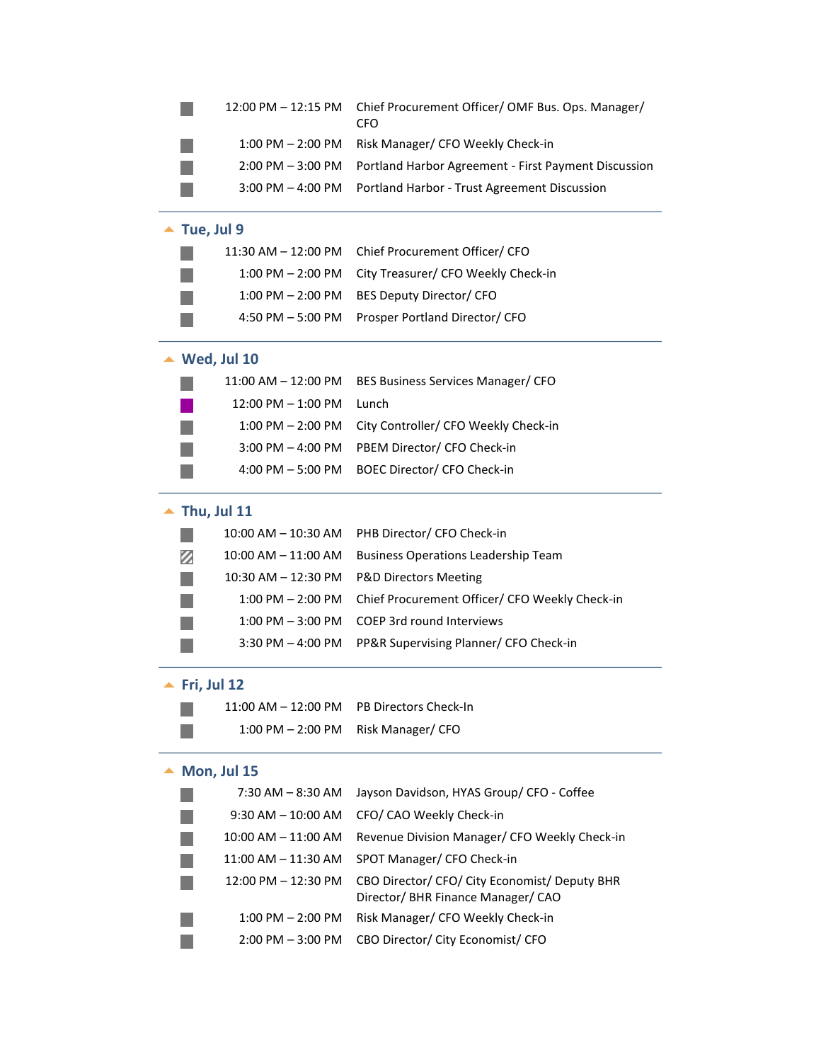| Time | Event |
| --- | --- |
| 12:00 PM – 12:15 PM | Chief Procurement Officer/ OMF Bus. Ops. Manager/ CFO |
| 1:00 PM – 2:00 PM | Risk Manager/ CFO Weekly Check-in |
| 2:00 PM – 3:00 PM | Portland Harbor Agreement - First Payment Discussion |
| 3:00 PM – 4:00 PM | Portland Harbor - Trust Agreement Discussion |

## Tue, Jul 9

| Time | Event |
| --- | --- |
| 11:30 AM – 12:00 PM | Chief Procurement Officer/ CFO |
| 1:00 PM – 2:00 PM | City Treasurer/ CFO Weekly Check-in |
| 1:00 PM – 2:00 PM | BES Deputy Director/ CFO |
| 4:50 PM – 5:00 PM | Prosper Portland Director/ CFO |

## Wed, Jul 10

| Time | Event |
| --- | --- |
| 11:00 AM – 12:00 PM | BES Business Services Manager/ CFO |
| 12:00 PM – 1:00 PM | Lunch |
| 1:00 PM – 2:00 PM | City Controller/ CFO Weekly Check-in |
| 3:00 PM – 4:00 PM | PBEM Director/ CFO Check-in |
| 4:00 PM – 5:00 PM | BOEC Director/ CFO Check-in |

## Thu, Jul 11

| Time | Event |
| --- | --- |
| 10:00 AM – 10:30 AM | PHB Director/ CFO Check-in |
| 10:00 AM – 11:00 AM | Business Operations Leadership Team |
| 10:30 AM – 12:30 PM | P&D Directors Meeting |
| 1:00 PM – 2:00 PM | Chief Procurement Officer/ CFO Weekly Check-in |
| 1:00 PM – 3:00 PM | COEP 3rd round Interviews |
| 3:30 PM – 4:00 PM | PP&R Supervising Planner/ CFO Check-in |

## Fri, Jul 12

| Time | Event |
| --- | --- |
| 11:00 AM – 12:00 PM | PB Directors Check-In |
| 1:00 PM – 2:00 PM | Risk Manager/ CFO |

## Mon, Jul 15

| Time | Event |
| --- | --- |
| 7:30 AM – 8:30 AM | Jayson Davidson, HYAS Group/ CFO - Coffee |
| 9:30 AM – 10:00 AM | CFO/ CAO Weekly Check-in |
| 10:00 AM – 11:00 AM | Revenue Division Manager/ CFO Weekly Check-in |
| 11:00 AM – 11:30 AM | SPOT Manager/ CFO Check-in |
| 12:00 PM – 12:30 PM | CBO Director/ CFO/ City Economist/ Deputy BHR Director/ BHR Finance Manager/ CAO |
| 1:00 PM – 2:00 PM | Risk Manager/ CFO Weekly Check-in |
| 2:00 PM – 3:00 PM | CBO Director/ City Economist/ CFO |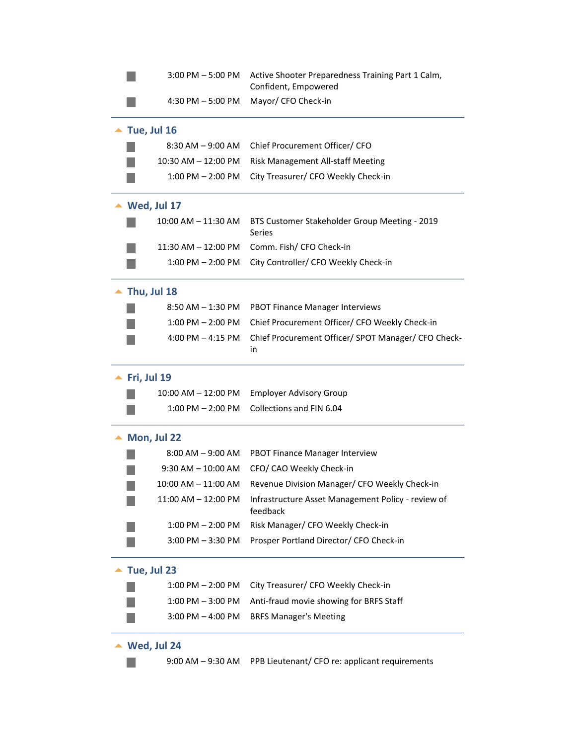- 3:00 PM – 5:00 PM Active Shooter Preparedness Training Part 1 Calm, Confident, Empowered
- 4:30 PM – 5:00 PM Mayor/ CFO Check-in

## Tue, Jul 16

- 8:30 AM – 9:00 AM Chief Procurement Officer/ CFO
- 10:30 AM – 12:00 PM Risk Management All-staff Meeting
- 1:00 PM – 2:00 PM City Treasurer/ CFO Weekly Check-in

## Wed, Jul 17

- 10:00 AM – 11:30 AM BTS Customer Stakeholder Group Meeting - 2019 Series
- 11:30 AM – 12:00 PM Comm. Fish/ CFO Check-in
- 1:00 PM – 2:00 PM City Controller/ CFO Weekly Check-in

## Thu, Jul 18

- 8:50 AM – 1:30 PM PBOT Finance Manager Interviews
- 1:00 PM – 2:00 PM Chief Procurement Officer/ CFO Weekly Check-in
- 4:00 PM – 4:15 PM Chief Procurement Officer/ SPOT Manager/ CFO Check-in

## Fri, Jul 19

- 10:00 AM – 12:00 PM Employer Advisory Group
- 1:00 PM – 2:00 PM Collections and FIN 6.04

## Mon, Jul 22

- 8:00 AM – 9:00 AM PBOT Finance Manager Interview
- 9:30 AM – 10:00 AM CFO/ CAO Weekly Check-in
- 10:00 AM – 11:00 AM Revenue Division Manager/ CFO Weekly Check-in
- 11:00 AM – 12:00 PM Infrastructure Asset Management Policy - review of feedback
- 1:00 PM – 2:00 PM Risk Manager/ CFO Weekly Check-in
- 3:00 PM – 3:30 PM Prosper Portland Director/ CFO Check-in

## Tue, Jul 23

- 1:00 PM – 2:00 PM City Treasurer/ CFO Weekly Check-in
- 1:00 PM – 3:00 PM Anti-fraud movie showing for BRFS Staff
- 3:00 PM – 4:00 PM BRFS Manager's Meeting

## Wed, Jul 24

- 9:00 AM – 9:30 AM PPB Lieutenant/ CFO re: applicant requirements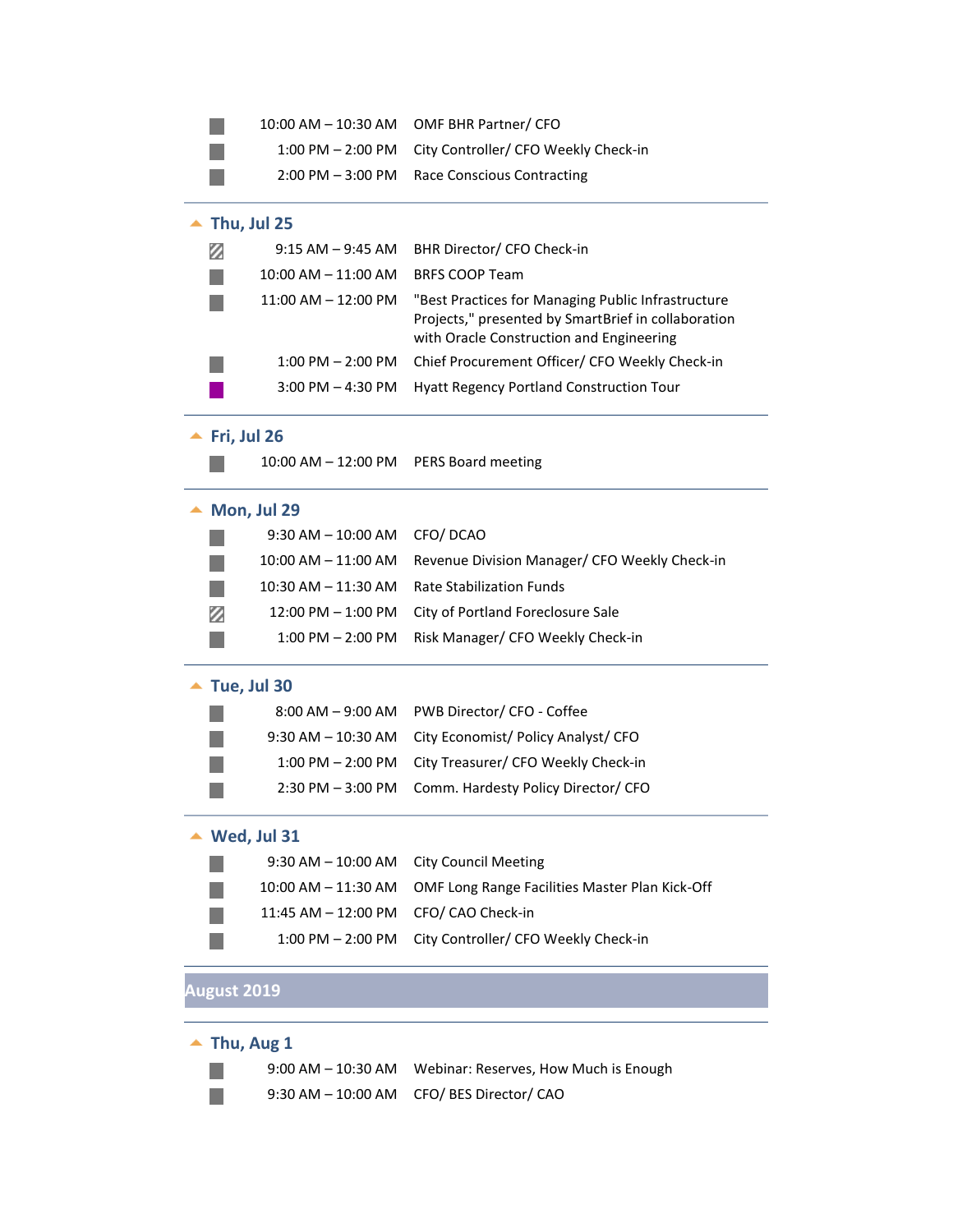- 10:00 AM – 10:30 AM OMF BHR Partner/ CFO
- 1:00 PM – 2:00 PM City Controller/ CFO Weekly Check-in
- 2:00 PM – 3:00 PM Race Conscious Contracting

### Thu, Jul 25

- 9:15 AM – 9:45 AM BHR Director/ CFO Check-in
- 10:00 AM – 11:00 AM BRFS COOP Team
- 11:00 AM – 12:00 PM "Best Practices for Managing Public Infrastructure Projects," presented by SmartBrief in collaboration with Oracle Construction and Engineering
- 1:00 PM – 2:00 PM Chief Procurement Officer/ CFO Weekly Check-in
- 3:00 PM – 4:30 PM Hyatt Regency Portland Construction Tour

### Fri, Jul 26

- 10:00 AM – 12:00 PM PERS Board meeting

### Mon, Jul 29

- 9:30 AM – 10:00 AM CFO/ DCAO
- 10:00 AM – 11:00 AM Revenue Division Manager/ CFO Weekly Check-in
- 10:30 AM – 11:30 AM Rate Stabilization Funds
- 12:00 PM – 1:00 PM City of Portland Foreclosure Sale
- 1:00 PM – 2:00 PM Risk Manager/ CFO Weekly Check-in

### Tue, Jul 30

- 8:00 AM – 9:00 AM PWB Director/ CFO - Coffee
- 9:30 AM – 10:30 AM City Economist/ Policy Analyst/ CFO
- 1:00 PM – 2:00 PM City Treasurer/ CFO Weekly Check-in
- 2:30 PM – 3:00 PM Comm. Hardesty Policy Director/ CFO

### Wed, Jul 31

- 9:30 AM – 10:00 AM City Council Meeting
- 10:00 AM – 11:30 AM OMF Long Range Facilities Master Plan Kick-Off
- 11:45 AM – 12:00 PM CFO/ CAO Check-in
- 1:00 PM – 2:00 PM City Controller/ CFO Weekly Check-in

## August 2019

### Thu, Aug 1

- 9:00 AM – 10:30 AM Webinar: Reserves, How Much is Enough
- 9:30 AM – 10:00 AM CFO/ BES Director/ CAO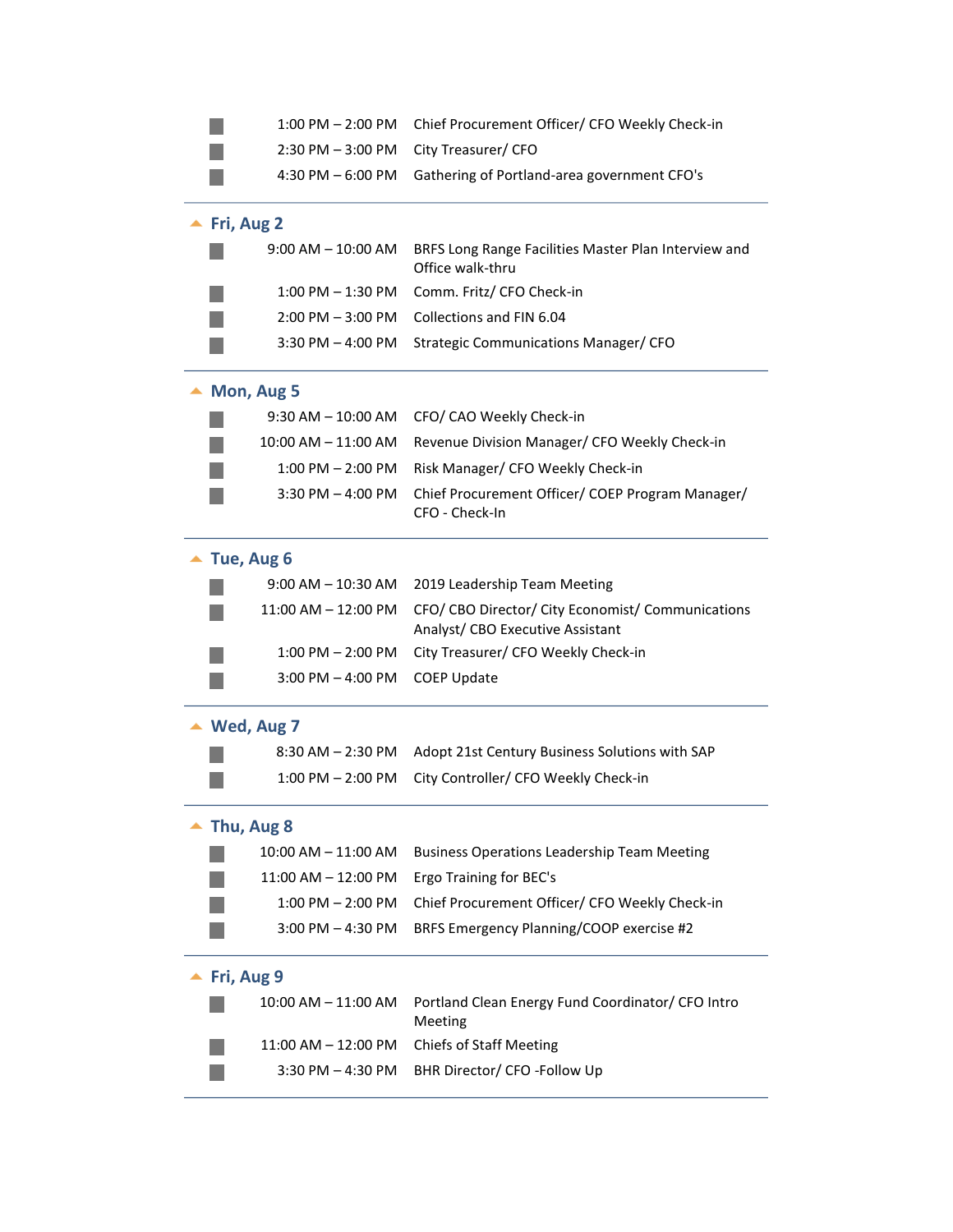- 1:00 PM – 2:00 PM Chief Procurement Officer/ CFO Weekly Check-in
- 2:30 PM – 3:00 PM City Treasurer/ CFO
- 4:30 PM – 6:00 PM Gathering of Portland-area government CFO's

## Fri, Aug 2

- 9:00 AM – 10:00 AM BRFS Long Range Facilities Master Plan Interview and Office walk-thru
- 1:00 PM – 1:30 PM Comm. Fritz/ CFO Check-in
- 2:00 PM – 3:00 PM Collections and FIN 6.04
- 3:30 PM – 4:00 PM Strategic Communications Manager/ CFO

## Mon, Aug 5

- 9:30 AM – 10:00 AM CFO/ CAO Weekly Check-in
- 10:00 AM – 11:00 AM Revenue Division Manager/ CFO Weekly Check-in
- 1:00 PM – 2:00 PM Risk Manager/ CFO Weekly Check-in
- 3:30 PM – 4:00 PM Chief Procurement Officer/ COEP Program Manager/ CFO - Check-In

## Tue, Aug 6

- 9:00 AM – 10:30 AM 2019 Leadership Team Meeting
- 11:00 AM – 12:00 PM CFO/ CBO Director/ City Economist/ Communications Analyst/ CBO Executive Assistant
- 1:00 PM – 2:00 PM City Treasurer/ CFO Weekly Check-in
- 3:00 PM – 4:00 PM COEP Update

## Wed, Aug 7

- 8:30 AM – 2:30 PM Adopt 21st Century Business Solutions with SAP
- 1:00 PM – 2:00 PM City Controller/ CFO Weekly Check-in

## Thu, Aug 8

- 10:00 AM – 11:00 AM Business Operations Leadership Team Meeting
- 11:00 AM – 12:00 PM Ergo Training for BEC's
- 1:00 PM – 2:00 PM Chief Procurement Officer/ CFO Weekly Check-in
- 3:00 PM – 4:30 PM BRFS Emergency Planning/COOP exercise #2

## Fri, Aug 9

- 10:00 AM – 11:00 AM Portland Clean Energy Fund Coordinator/ CFO Intro Meeting
- 11:00 AM – 12:00 PM Chiefs of Staff Meeting
- 3:30 PM – 4:30 PM BHR Director/ CFO -Follow Up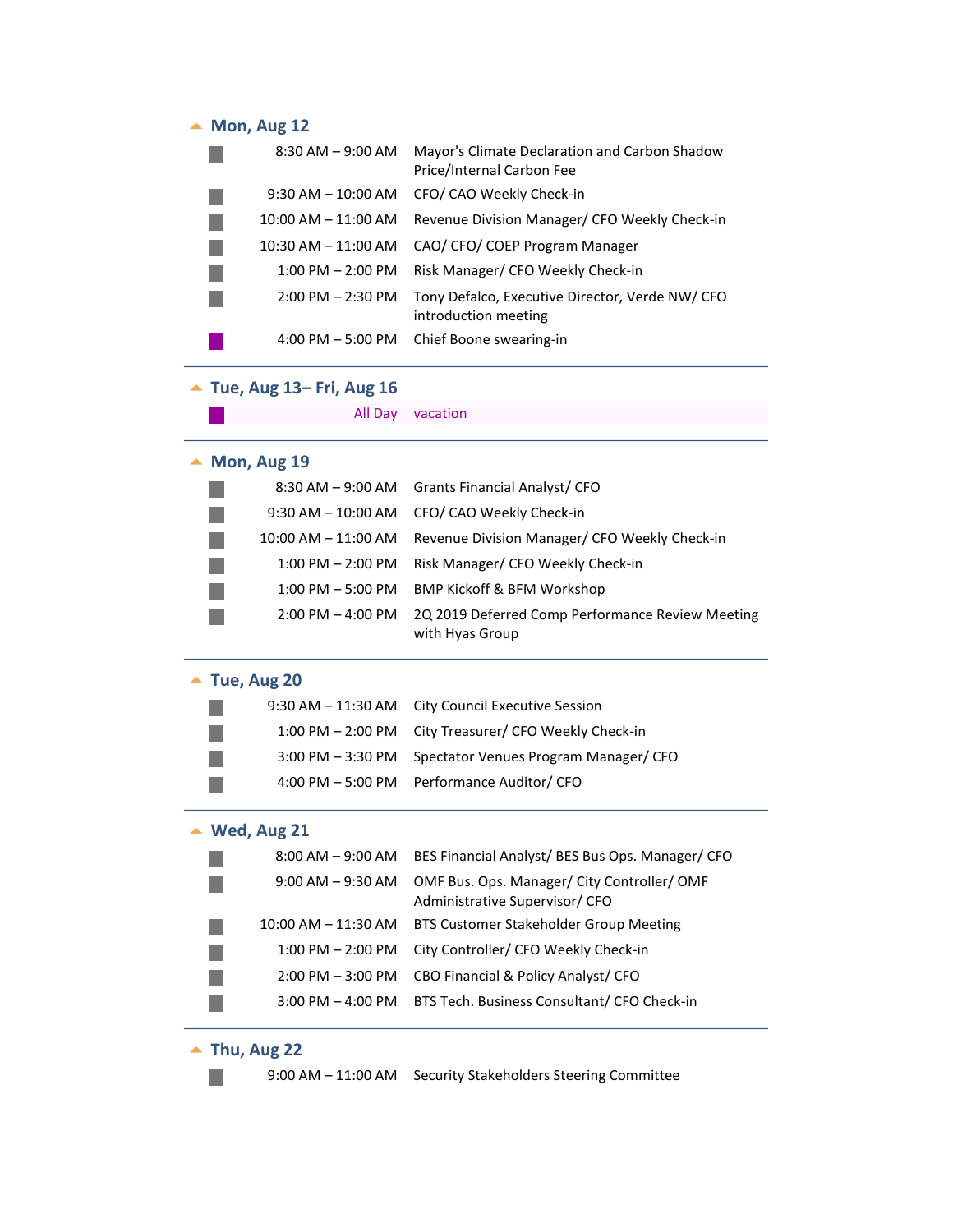## Mon, Aug 12

| Time | Event |
|---|---|
| 8:30 AM – 9:00 AM | Mayor's Climate Declaration and Carbon Shadow Price/Internal Carbon Fee |
| 9:30 AM – 10:00 AM | CFO/ CAO Weekly Check-in |
| 10:00 AM – 11:00 AM | Revenue Division Manager/ CFO Weekly Check-in |
| 10:30 AM – 11:00 AM | CAO/ CFO/ COEP Program Manager |
| 1:00 PM – 2:00 PM | Risk Manager/ CFO Weekly Check-in |
| 2:00 PM – 2:30 PM | Tony Defalco, Executive Director, Verde NW/ CFO introduction meeting |
| 4:00 PM – 5:00 PM | Chief Boone swearing-in |

## Tue, Aug 13– Fri, Aug 16

| Time | Event |
|---|---|
| All Day | vacation |

## Mon, Aug 19

| Time | Event |
|---|---|
| 8:30 AM – 9:00 AM | Grants Financial Analyst/ CFO |
| 9:30 AM – 10:00 AM | CFO/ CAO Weekly Check-in |
| 10:00 AM – 11:00 AM | Revenue Division Manager/ CFO Weekly Check-in |
| 1:00 PM – 2:00 PM | Risk Manager/ CFO Weekly Check-in |
| 1:00 PM – 5:00 PM | BMP Kickoff & BFM Workshop |
| 2:00 PM – 4:00 PM | 2Q 2019 Deferred Comp Performance Review Meeting with Hyas Group |

## Tue, Aug 20

| Time | Event |
|---|---|
| 9:30 AM – 11:30 AM | City Council Executive Session |
| 1:00 PM – 2:00 PM | City Treasurer/ CFO Weekly Check-in |
| 3:00 PM – 3:30 PM | Spectator Venues Program Manager/ CFO |
| 4:00 PM – 5:00 PM | Performance Auditor/ CFO |

## Wed, Aug 21

| Time | Event |
|---|---|
| 8:00 AM – 9:00 AM | BES Financial Analyst/ BES Bus Ops. Manager/ CFO |
| 9:00 AM – 9:30 AM | OMF Bus. Ops. Manager/ City Controller/ OMF Administrative Supervisor/ CFO |
| 10:00 AM – 11:30 AM | BTS Customer Stakeholder Group Meeting |
| 1:00 PM – 2:00 PM | City Controller/ CFO Weekly Check-in |
| 2:00 PM – 3:00 PM | CBO Financial & Policy Analyst/ CFO |
| 3:00 PM – 4:00 PM | BTS Tech. Business Consultant/ CFO Check-in |

## Thu, Aug 22

| Time | Event |
|---|---|
| 9:00 AM – 11:00 AM | Security Stakeholders Steering Committee |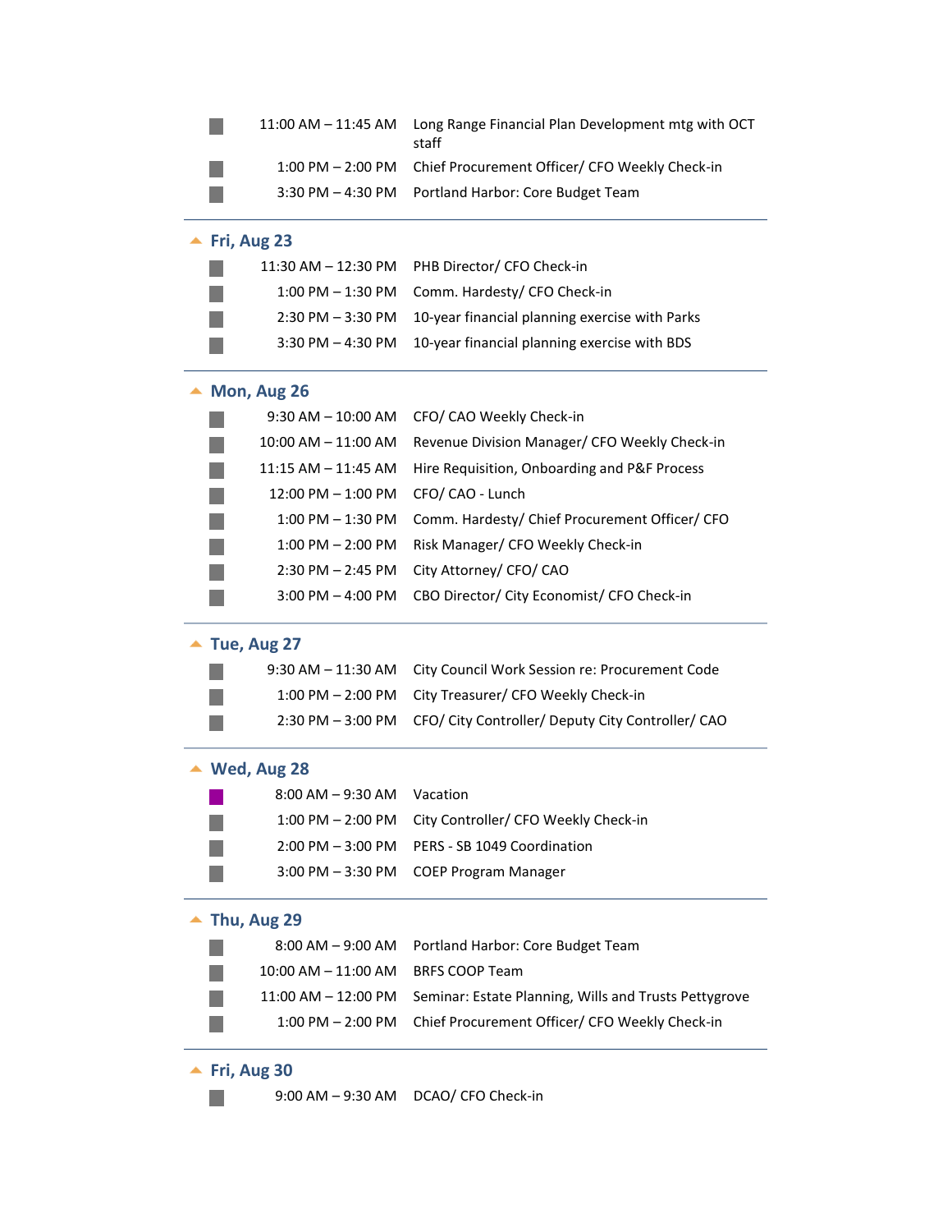| | | |
|---|---|---|
| ■ | 11:00 AM – 11:45 AM | Long Range Financial Plan Development mtg with OCT staff |
| ■ | 1:00 PM – 2:00 PM | Chief Procurement Officer/ CFO Weekly Check-in |
| ■ | 3:30 PM – 4:30 PM | Portland Harbor: Core Budget Team |

## Fri, Aug 23

| | | |
|---|---|---|
| ■ | 11:30 AM – 12:30 PM | PHB Director/ CFO Check-in |
| ■ | 1:00 PM – 1:30 PM | Comm. Hardesty/ CFO Check-in |
| ■ | 2:30 PM – 3:30 PM | 10-year financial planning exercise with Parks |
| ■ | 3:30 PM – 4:30 PM | 10-year financial planning exercise with BDS |

## Mon, Aug 26

| | | |
|---|---|---|
| ■ | 9:30 AM – 10:00 AM | CFO/ CAO Weekly Check-in |
| ■ | 10:00 AM – 11:00 AM | Revenue Division Manager/ CFO Weekly Check-in |
| ■ | 11:15 AM – 11:45 AM | Hire Requisition, Onboarding and P&F Process |
| ■ | 12:00 PM – 1:00 PM | CFO/ CAO - Lunch |
| ■ | 1:00 PM – 1:30 PM | Comm. Hardesty/ Chief Procurement Officer/ CFO |
| ■ | 1:00 PM – 2:00 PM | Risk Manager/ CFO Weekly Check-in |
| ■ | 2:30 PM – 2:45 PM | City Attorney/ CFO/ CAO |
| ■ | 3:00 PM – 4:00 PM | CBO Director/ City Economist/ CFO Check-in |

## Tue, Aug 27

| | | |
|---|---|---|
| ■ | 9:30 AM – 11:30 AM | City Council Work Session re: Procurement Code |
| ■ | 1:00 PM – 2:00 PM | City Treasurer/ CFO Weekly Check-in |
| ■ | 2:30 PM – 3:00 PM | CFO/ City Controller/ Deputy City Controller/ CAO |

## Wed, Aug 28

| | | |
|---|---|---|
| ■ | 8:00 AM – 9:30 AM | Vacation |
| ■ | 1:00 PM – 2:00 PM | City Controller/ CFO Weekly Check-in |
| ■ | 2:00 PM – 3:00 PM | PERS - SB 1049 Coordination |
| ■ | 3:00 PM – 3:30 PM | COEP Program Manager |

## Thu, Aug 29

| | | |
|---|---|---|
| ■ | 8:00 AM – 9:00 AM | Portland Harbor: Core Budget Team |
| ■ | 10:00 AM – 11:00 AM | BRFS COOP Team |
| ■ | 11:00 AM – 12:00 PM | Seminar: Estate Planning, Wills and Trusts Pettygrove |
| ■ | 1:00 PM – 2:00 PM | Chief Procurement Officer/ CFO Weekly Check-in |

## Fri, Aug 30

| | | |
|---|---|---|
| ■ | 9:00 AM – 9:30 AM | DCAO/ CFO Check-in |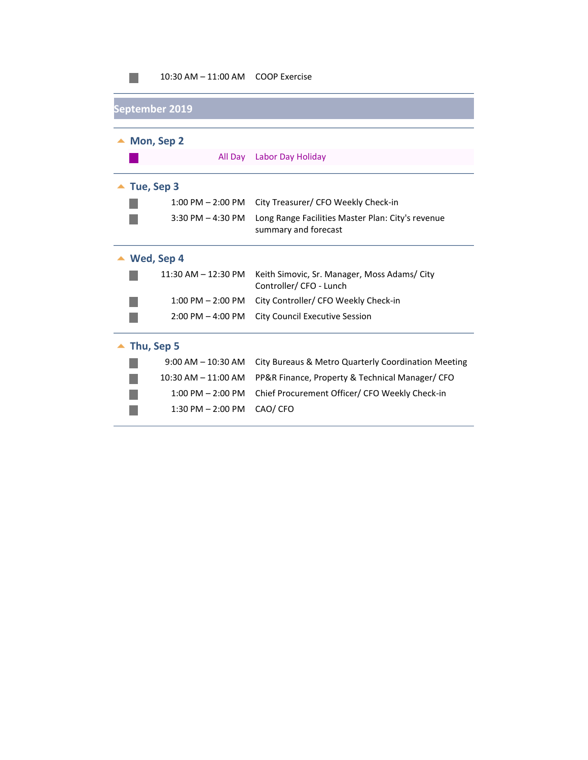| | |
|---|---|
| 10:30 AM – 11:00 AM | COOP Exercise |

## September 2019

### Mon, Sep 2

| | |
|---|---|
| All Day | Labor Day Holiday |

### Tue, Sep 3

| | |
|---|---|
| 1:00 PM – 2:00 PM | City Treasurer/ CFO Weekly Check-in |
| 3:30 PM – 4:30 PM | Long Range Facilities Master Plan: City's revenue summary and forecast |

### Wed, Sep 4

| | |
|---|---|
| 11:30 AM – 12:30 PM | Keith Simovic, Sr. Manager, Moss Adams/ City Controller/ CFO - Lunch |
| 1:00 PM – 2:00 PM | City Controller/ CFO Weekly Check-in |
| 2:00 PM – 4:00 PM | City Council Executive Session |

### Thu, Sep 5

| | |
|---|---|
| 9:00 AM – 10:30 AM | City Bureaus & Metro Quarterly Coordination Meeting |
| 10:30 AM – 11:00 AM | PP&R Finance, Property & Technical Manager/ CFO |
| 1:00 PM – 2:00 PM | Chief Procurement Officer/ CFO Weekly Check-in |
| 1:30 PM – 2:00 PM | CAO/ CFO |